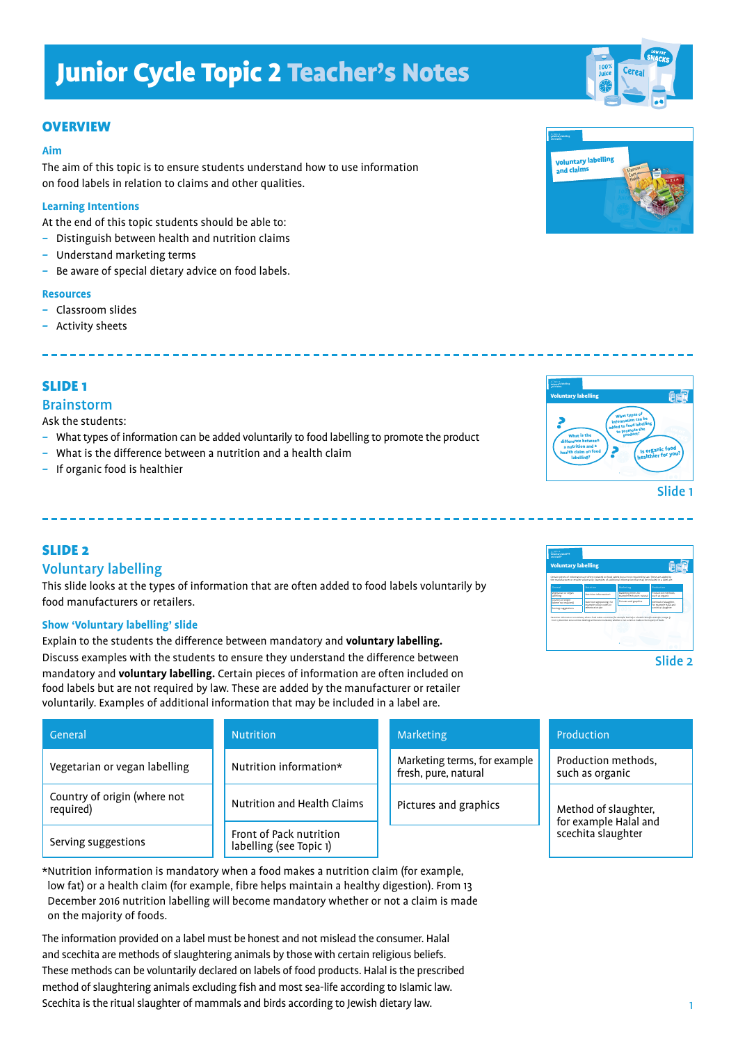# Junior Cycle Topic 2 Teacher's Notes

## OVERVIEW

### Aim

The aim of this topic is to ensure students understand how to use information on food labels in relation to claims and other qualities.

### Learning Intentions

At the end of this topic students should be able to:

- Distinguish between health and nutrition claims
- Understand marketing terms
- Be aware of special dietary advice on food labels.

### Resources

- Classroom slides
- Activity sheets

---

## SLIDE 1

### Brainstorm

Ask the students:

- What types of information can be added voluntarily to food labelling to promote the product
- What is the difference between a nutrition and a health claim
- If organic food is healthier

Slide 1

---

## SLIDE 2

### Voluntary labelling

This slide looks at the types of information that are often added to food labels voluntarily by food manufacturers or retailers.

#### Show 'Voluntary labelling' slide

Explain to the students the difference between mandatory and **voluntary labelling.**

Discuss examples with the students to ensure they understand the difference between mandatory and **voluntary labelling.** Certain pieces of information are often included on food labels but are not required by law. These are added by the manufacturer or retailer voluntarily. Examples of additional information that may be included in a label are.

Slide 2

| General | Nutrition | Marketing | Production |
| --- | --- | --- | --- |
| Vegetarian or vegan labelling | Nutrition information* | Marketing terms, for example fresh, pure, natural | Production methods, such as organic |
| Country of origin (where not required) | Nutrition and Health Claims | Pictures and graphics | Method of slaughter, for example Halal and scechita slaughter |
| Serving suggestions | Front of Pack nutrition labelling (see Topic 1) | | |

*Nutrition information is mandatory when a food makes a nutrition claim (for example, low fat) or a health claim (for example, fibre helps maintain a healthy digestion). From 13 December 2016 nutrition labelling will become mandatory whether or not a claim is made on the majority of foods.

The information provided on a label must be honest and not mislead the consumer. Halal and scechita are methods of slaughtering animals by those with certain religious beliefs. These methods can be voluntarily declared on labels of food products. Halal is the prescribed method of slaughtering animals excluding fish and most sea-life according to Islamic law. Scechita is the ritual slaughter of mammals and birds according to Jewish dietary law.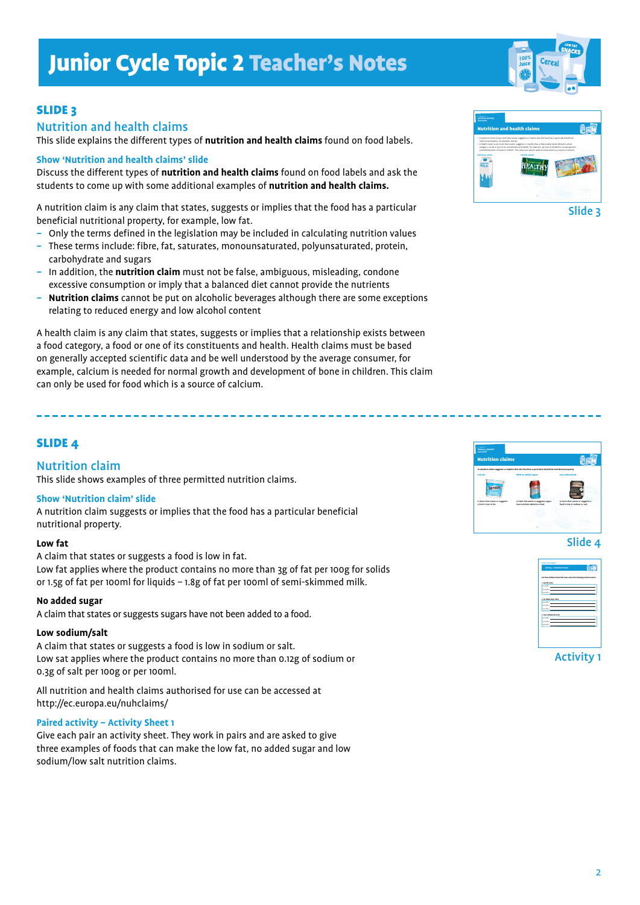# Junior Cycle Topic 2 Teacher's Notes

## SLIDE 3

### Nutrition and health claims

This slide explains the different types of **nutrition and health claims** found on food labels.

**Show 'Nutrition and health claims' slide**

Discuss the different types of **nutrition and health claims** found on food labels and ask the students to come up with some additional examples of **nutrition and health claims.**

A nutrition claim is any claim that states, suggests or implies that the food has a particular beneficial nutritional property, for example, low fat.

- Only the terms defined in the legislation may be included in calculating nutrition values
- These terms include: fibre, fat, saturates, monounsaturated, polyunsaturated, protein, carbohydrate and sugars
- In addition, the **nutrition claim** must not be false, ambiguous, misleading, condone excessive consumption or imply that a balanced diet cannot provide the nutrients
- **Nutrition claims** cannot be put on alcoholic beverages although there are some exceptions relating to reduced energy and low alcohol content

A health claim is any claim that states, suggests or implies that a relationship exists between a food category, a food or one of its constituents and health. Health claims must be based on generally accepted scientific data and be well understood by the average consumer, for example, calcium is needed for normal growth and development of bone in children. This claim can only be used for food which is a source of calcium.

Slide 3

## SLIDE 4

### Nutrition claim

This slide shows examples of three permitted nutrition claims.

**Show 'Nutrition claim' slide**

A nutrition claim suggests or implies that the food has a particular beneficial nutritional property.

**Low fat**

A claim that states or suggests a food is low in fat.
Low fat applies where the product contains no more than 3g of fat per 100g for solids or 1.5g of fat per 100ml for liquids – 1.8g of fat per 100ml of semi-skimmed milk.

**No added sugar**

A claim that states or suggests sugars have not been added to a food.

**Low sodium/salt**

A claim that states or suggests a food is low in sodium or salt.
Low sat applies where the product contains no more than 0.12g of sodium or 0.3g of salt per 100g or per 100ml.

All nutrition and health claims authorised for use can be accessed at http://ec.europa.eu/nuhclaims/

**Paired activity – Activity Sheet 1**

Give each pair an activity sheet. They work in pairs and are asked to give three examples of foods that can make the low fat, no added sugar and low sodium/low salt nutrition claims.

Slide 4

Activity 1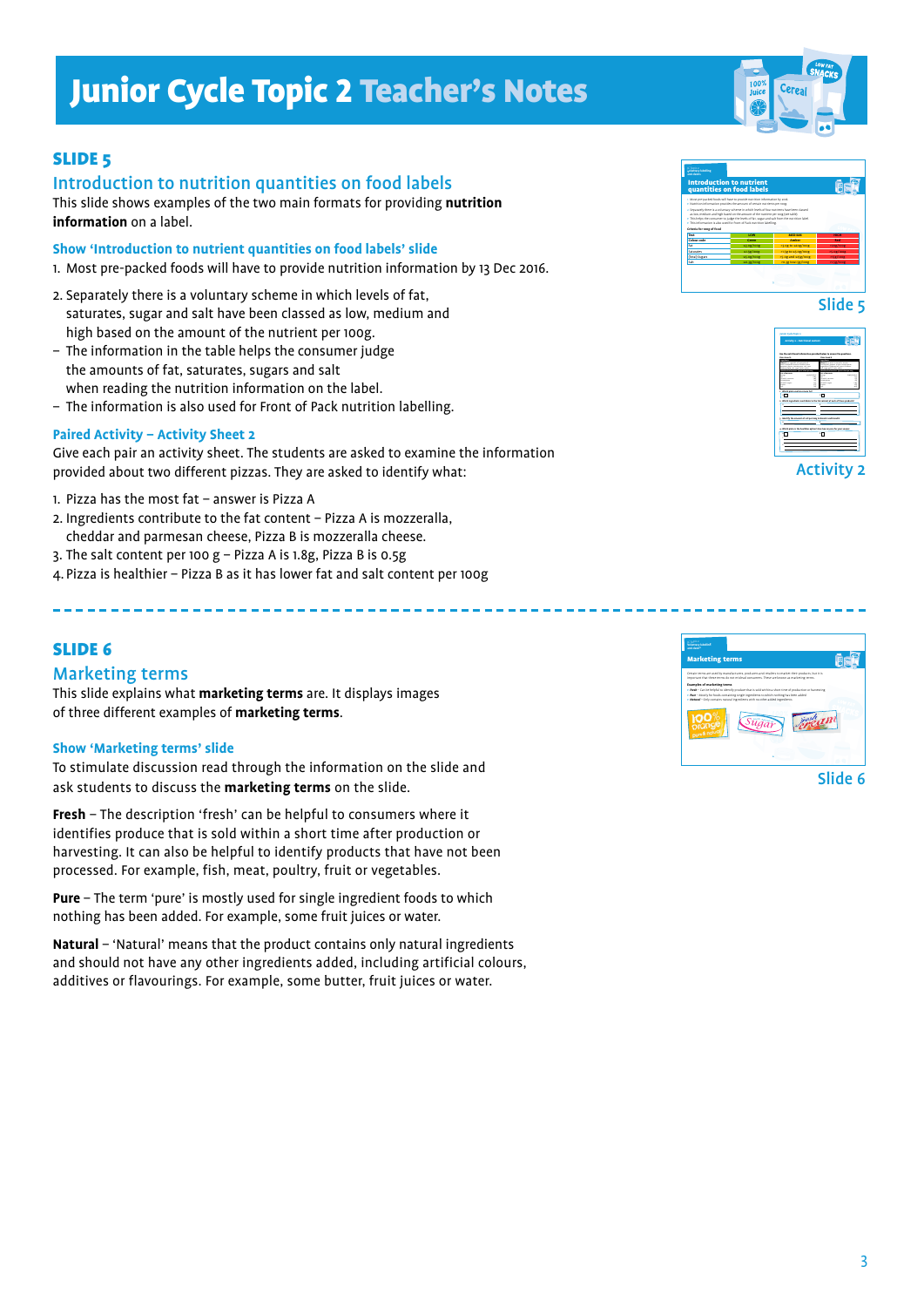# Junior Cycle Topic 2 Teacher's Notes

## SLIDE 5

### Introduction to nutrition quantities on food labels

This slide shows examples of the two main formats for providing **nutrition information** on a label.

#### Show 'Introduction to nutrient quantities on food labels' slide

1. Most pre-packed foods will have to provide nutrition information by 13 Dec 2016.
2. Separately there is a voluntary scheme in which levels of fat, saturates, sugar and salt have been classed as low, medium and high based on the amount of the nutrient per 100g.

- The information in the table helps the consumer judge the amounts of fat, saturates, sugars and salt when reading the nutrition information on the label.
- The information is also used for Front of Pack nutrition labelling.

#### Paired Activity – Activity Sheet 2

Give each pair an activity sheet. The students are asked to examine the information provided about two different pizzas. They are asked to identify what:

1. Pizza has the most fat – answer is Pizza A
2. Ingredients contribute to the fat content – Pizza A is mozzeralla, cheddar and parmesan cheese, Pizza B is mozzeralla cheese.
3. The salt content per 100 g – Pizza A is 1.8g, Pizza B is 0.5g
4. Pizza is healthier – Pizza B as it has lower fat and salt content per 100g

Slide 5

Activity 2

---

## SLIDE 6

### Marketing terms

This slide explains what **marketing terms** are. It displays images of three different examples of **marketing terms**.

#### Show 'Marketing terms' slide

To stimulate discussion read through the information on the slide and ask students to discuss the **marketing terms** on the slide.

**Fresh** – The description 'fresh' can be helpful to consumers where it identifies produce that is sold within a short time after production or harvesting. It can also be helpful to identify products that have not been processed. For example, fish, meat, poultry, fruit or vegetables.

**Pure** – The term 'pure' is mostly used for single ingredient foods to which nothing has been added. For example, some fruit juices or water.

**Natural** – 'Natural' means that the product contains only natural ingredients and should not have any other ingredients added, including artificial colours, additives or flavourings. For example, some butter, fruit juices or water.

Slide 6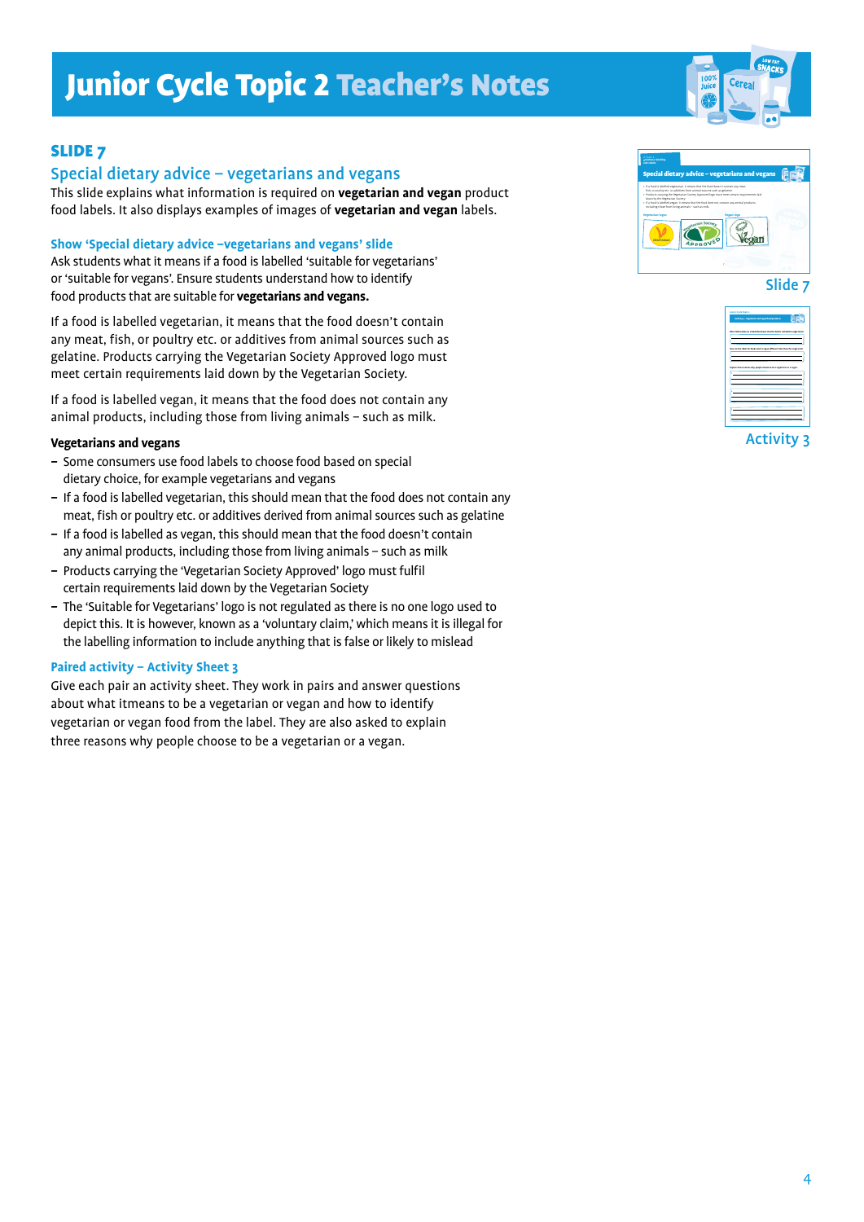# Junior Cycle Topic 2 Teacher's Notes

## SLIDE 7

### Special dietary advice – vegetarians and vegans

This slide explains what information is required on **vegetarian and vegan** product food labels. It also displays examples of images of **vegetarian and vegan** labels.

#### Show 'Special dietary advice –vegetarians and vegans' slide

Ask students what it means if a food is labelled 'suitable for vegetarians' or 'suitable for vegans'. Ensure students understand how to identify food products that are suitable for **vegetarians and vegans.**

If a food is labelled vegetarian, it means that the food doesn't contain any meat, fish, or poultry etc. or additives from animal sources such as gelatine. Products carrying the Vegetarian Society Approved logo must meet certain requirements laid down by the Vegetarian Society.

If a food is labelled vegan, it means that the food does not contain any animal products, including those from living animals – such as milk.

**Vegetarians and vegans**

- Some consumers use food labels to choose food based on special dietary choice, for example vegetarians and vegans
- If a food is labelled vegetarian, this should mean that the food does not contain any meat, fish or poultry etc. or additives derived from animal sources such as gelatine
- If a food is labelled as vegan, this should mean that the food doesn't contain any animal products, including those from living animals – such as milk
- Products carrying the 'Vegetarian Society Approved' logo must fulfil certain requirements laid down by the Vegetarian Society
- The 'Suitable for Vegetarians' logo is not regulated as there is no one logo used to depict this. It is however, known as a 'voluntary claim,' which means it is illegal for the labelling information to include anything that is false or likely to mislead

#### Paired activity – Activity Sheet 3

Give each pair an activity sheet. They work in pairs and answer questions about what itmeans to be a vegetarian or vegan and how to identify vegetarian or vegan food from the label. They are also asked to explain three reasons why people choose to be a vegetarian or a vegan.

Slide 7

Activity 3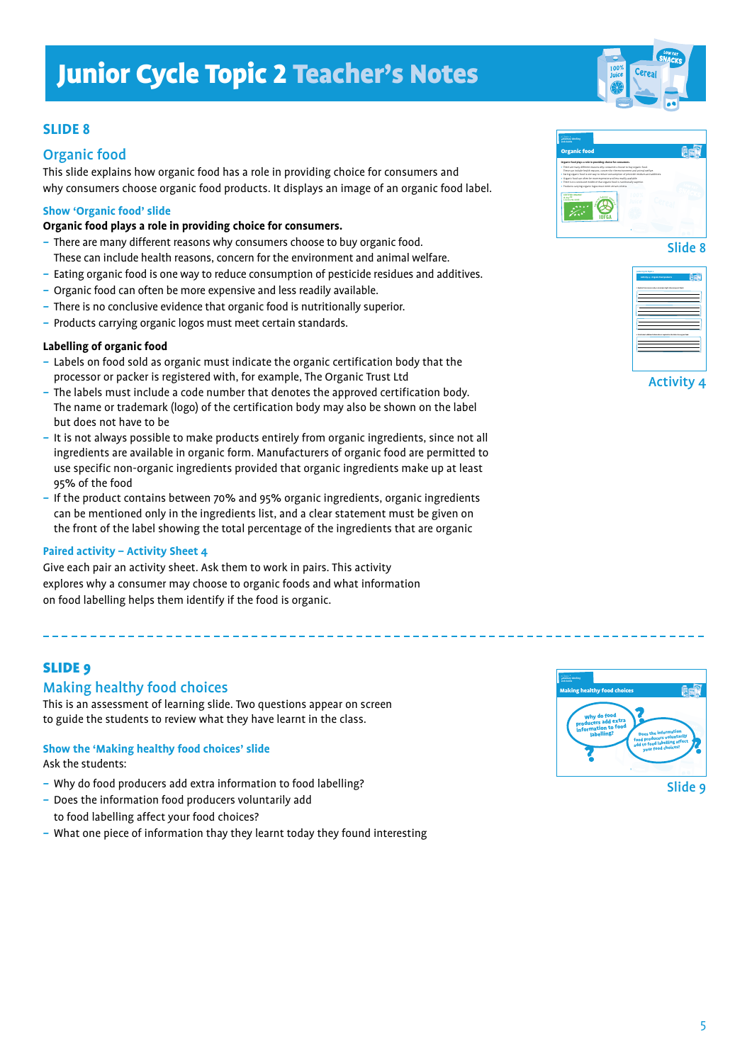# Junior Cycle Topic 2 Teacher's Notes

## SLIDE 8

### Organic food

This slide explains how organic food has a role in providing choice for consumers and why consumers choose organic food products. It displays an image of an organic food label.

**Show 'Organic food' slide**

**Organic food plays a role in providing choice for consumers.**

- There are many different reasons why consumers choose to buy organic food. These can include health reasons, concern for the environment and animal welfare.
- Eating organic food is one way to reduce consumption of pesticide residues and additives.
- Organic food can often be more expensive and less readily available.
- There is no conclusive evidence that organic food is nutritionally superior.
- Products carrying organic logos must meet certain standards.

**Labelling of organic food**

- Labels on food sold as organic must indicate the organic certification body that the processor or packer is registered with, for example, The Organic Trust Ltd
- The labels must include a code number that denotes the approved certification body. The name or trademark (logo) of the certification body may also be shown on the label but does not have to be
- It is not always possible to make products entirely from organic ingredients, since not all ingredients are available in organic form. Manufacturers of organic food are permitted to use specific non-organic ingredients provided that organic ingredients make up at least 95% of the food
- If the product contains between 70% and 95% organic ingredients, organic ingredients can be mentioned only in the ingredients list, and a clear statement must be given on the front of the label showing the total percentage of the ingredients that are organic

**Paired activity – Activity Sheet 4**

Give each pair an activity sheet. Ask them to work in pairs. This activity explores why a consumer may choose to organic foods and what information on food labelling helps them identify if the food is organic.

Slide 8

Activity 4

---

## SLIDE 9

### Making healthy food choices

This is an assessment of learning slide. Two questions appear on screen to guide the students to review what they have learnt in the class.

**Show the 'Making healthy food choices' slide**

Ask the students:

- Why do food producers add extra information to food labelling?
- Does the information food producers voluntarily add to food labelling affect your food choices?
- What one piece of information thay they learnt today they found interesting

Slide 9